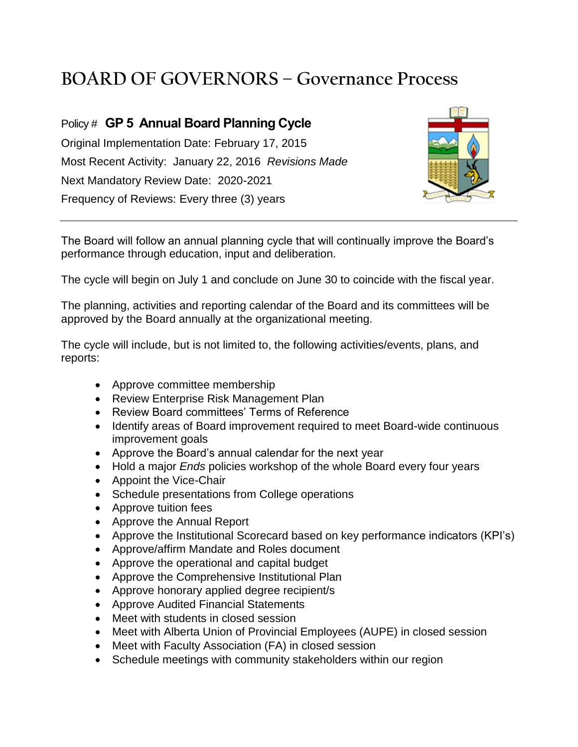# BOARD OF GOVERNORS – Governance Process

Policy # **GP 5 Annual Board Planning Cycle**

Original Implementation Date: February 17, 2015

Most Recent Activity: January 22, 2016 *Revisions Made*

Next Mandatory Review Date: 2020-2021

Frequency of Reviews: Every three (3) years

---

The Board will follow an annual planning cycle that will continually improve the Board's performance through education, input and deliberation.

The cycle will begin on July 1 and conclude on June 30 to coincide with the fiscal year.

The planning, activities and reporting calendar of the Board and its committees will be approved by the Board annually at the organizational meeting.

The cycle will include, but is not limited to, the following activities/events, plans, and reports:

- Approve committee membership
- Review Enterprise Risk Management Plan
- Review Board committees' Terms of Reference
- Identify areas of Board improvement required to meet Board-wide continuous improvement goals
- Approve the Board's annual calendar for the next year
- Hold a major *Ends* policies workshop of the whole Board every four years
- Appoint the Vice-Chair
- Schedule presentations from College operations
- Approve tuition fees
- Approve the Annual Report
- Approve the Institutional Scorecard based on key performance indicators (KPI's)
- Approve/affirm Mandate and Roles document
- Approve the operational and capital budget
- Approve the Comprehensive Institutional Plan
- Approve honorary applied degree recipient/s
- Approve Audited Financial Statements
- Meet with students in closed session
- Meet with Alberta Union of Provincial Employees (AUPE) in closed session
- Meet with Faculty Association (FA) in closed session
- Schedule meetings with community stakeholders within our region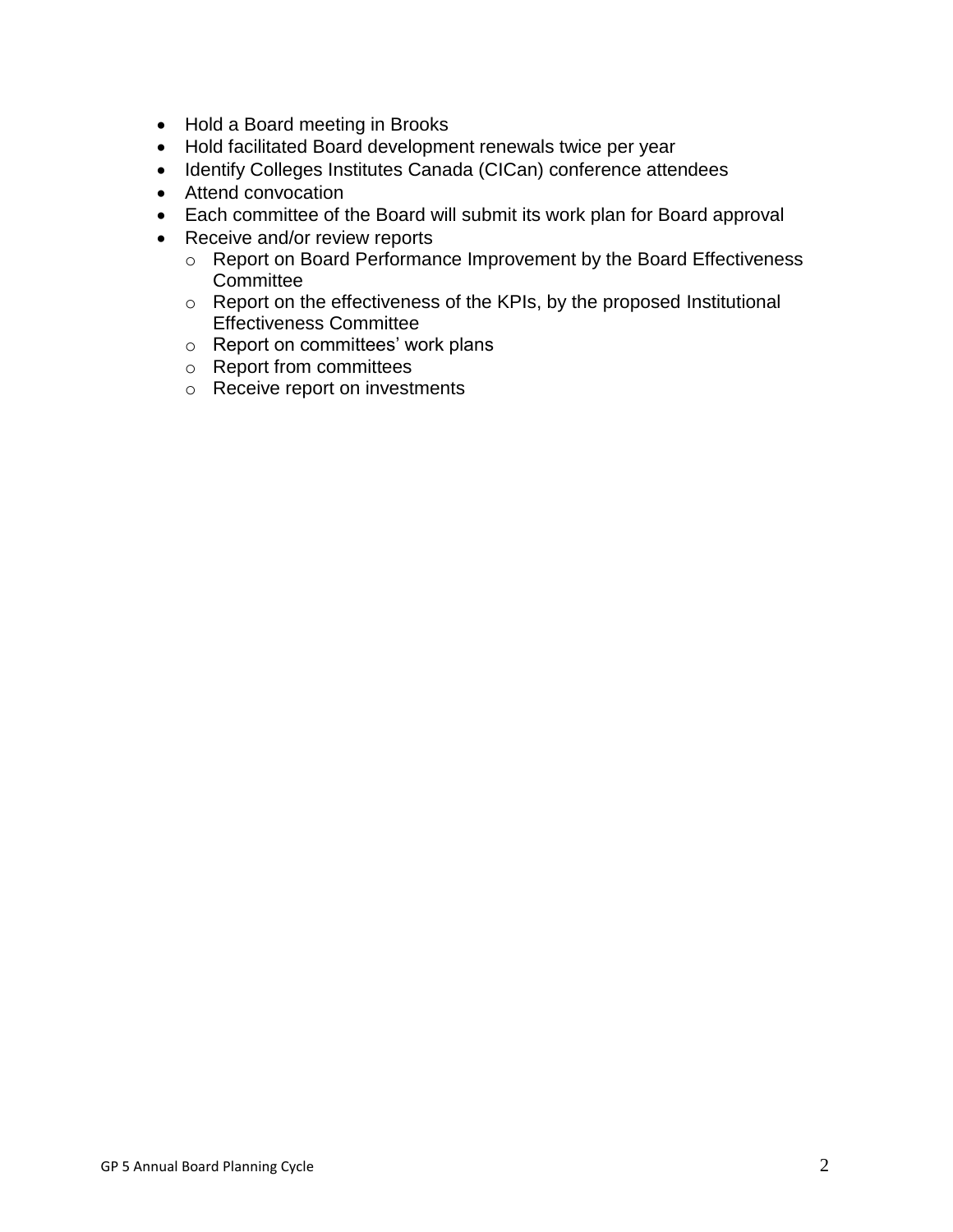- Hold a Board meeting in Brooks
- Hold facilitated Board development renewals twice per year
- Identify Colleges Institutes Canada (CICan) conference attendees
- Attend convocation
- Each committee of the Board will submit its work plan for Board approval
- Receive and/or review reports
  - Report on Board Performance Improvement by the Board Effectiveness Committee
  - Report on the effectiveness of the KPIs, by the proposed Institutional Effectiveness Committee
  - Report on committees' work plans
  - Report from committees
  - Receive report on investments